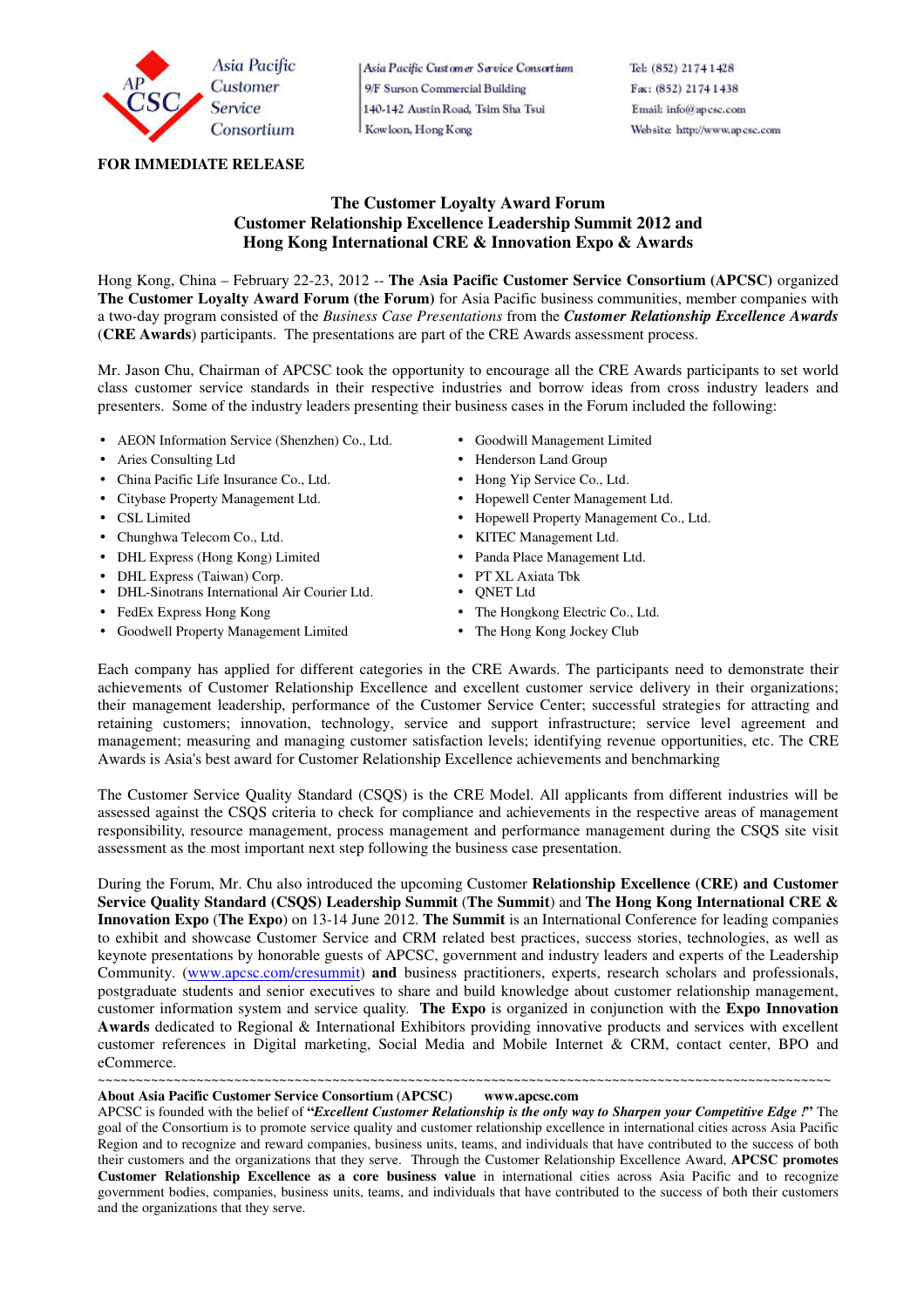Asia Pacific Customer Service Consortium

Asia Pacific Customer Service Consortium
9/F Surson Commercial Building
140-142 Austin Road, Tsim Sha Tsui
Kowloon, Hong Kong

Tel: (852) 2174 1428
Fax: (852) 2174 1438
Email: info@apcsc.com
Website: http://www.apcsc.com

**FOR IMMEDIATE RELEASE**

## The Customer Loyalty Award Forum
## Customer Relationship Excellence Leadership Summit 2012 and
## Hong Kong International CRE & Innovation Expo & Awards

Hong Kong, China – February 22-23, 2012 -- **The Asia Pacific Customer Service Consortium (APCSC)** organized **The Customer Loyalty Award Forum (the Forum)** for Asia Pacific business communities, member companies with a two-day program consisted of the *Business Case Presentations* from the ***Customer Relationship Excellence Awards*** (**CRE Awards**) participants. The presentations are part of the CRE Awards assessment process.

Mr. Jason Chu, Chairman of APCSC took the opportunity to encourage all the CRE Awards participants to set world class customer service standards in their respective industries and borrow ideas from cross industry leaders and presenters. Some of the industry leaders presenting their business cases in the Forum included the following:

- AEON Information Service (Shenzhen) Co., Ltd.
- Aries Consulting Ltd
- China Pacific Life Insurance Co., Ltd.
- Citybase Property Management Ltd.
- CSL Limited
- Chunghwa Telecom Co., Ltd.
- DHL Express (Hong Kong) Limited
- DHL Express (Taiwan) Corp.
- DHL-Sinotrans International Air Courier Ltd.
- FedEx Express Hong Kong
- Goodwell Property Management Limited
- Goodwill Management Limited
- Henderson Land Group
- Hong Yip Service Co., Ltd.
- Hopewell Center Management Ltd.
- Hopewell Property Management Co., Ltd.
- KITEC Management Ltd.
- Panda Place Management Ltd.
- PT XL Axiata Tbk
- QNET Ltd
- The Hongkong Electric Co., Ltd.
- The Hong Kong Jockey Club

Each company has applied for different categories in the CRE Awards. The participants need to demonstrate their achievements of Customer Relationship Excellence and excellent customer service delivery in their organizations; their management leadership, performance of the Customer Service Center; successful strategies for attracting and retaining customers; innovation, technology, service and support infrastructure; service level agreement and management; measuring and managing customer satisfaction levels; identifying revenue opportunities, etc. The CRE Awards is Asia's best award for Customer Relationship Excellence achievements and benchmarking

The Customer Service Quality Standard (CSQS) is the CRE Model. All applicants from different industries will be assessed against the CSQS criteria to check for compliance and achievements in the respective areas of management responsibility, resource management, process management and performance management during the CSQS site visit assessment as the most important next step following the business case presentation.

During the Forum, Mr. Chu also introduced the upcoming Customer **Relationship Excellence (CRE) and Customer Service Quality Standard (CSQS) Leadership Summit** (**The Summit**) and **The Hong Kong International CRE & Innovation Expo** (**The Expo**) on 13-14 June 2012. **The Summit** is an International Conference for leading companies to exhibit and showcase Customer Service and CRM related best practices, success stories, technologies, as well as keynote presentations by honorable guests of APCSC, government and industry leaders and experts of the Leadership Community. (www.apcsc.com/cresummit) **and** business practitioners, experts, research scholars and professionals, postgraduate students and senior executives to share and build knowledge about customer relationship management, customer information system and service quality. **The Expo** is organized in conjunction with the **Expo Innovation Awards** dedicated to Regional & International Exhibitors providing innovative products and services with excellent customer references in Digital marketing, Social Media and Mobile Internet & CRM, contact center, BPO and eCommerce.

~~~~~~~~~~~~~~~~~~~~~~~~~~~~~~~~~~~~~~~~~~~~~~~~~~~~~~~~~~~~~~~~~~~~~~~~~~~~~~~~~~~~~~~~~~~~~~~~~~~~~~~~

**About Asia Pacific Customer Service Consortium (APCSC)** **www.apcsc.com**

APCSC is founded with the belief of **"*Excellent Customer Relationship is the only way to Sharpen your Competitive Edge !*"** The goal of the Consortium is to promote service quality and customer relationship excellence in international cities across Asia Pacific Region and to recognize and reward companies, business units, teams, and individuals that have contributed to the success of both their customers and the organizations that they serve. Through the Customer Relationship Excellence Award, **APCSC promotes Customer Relationship Excellence as a core business value** in international cities across Asia Pacific and to recognize government bodies, companies, business units, teams, and individuals that have contributed to the success of both their customers and the organizations that they serve.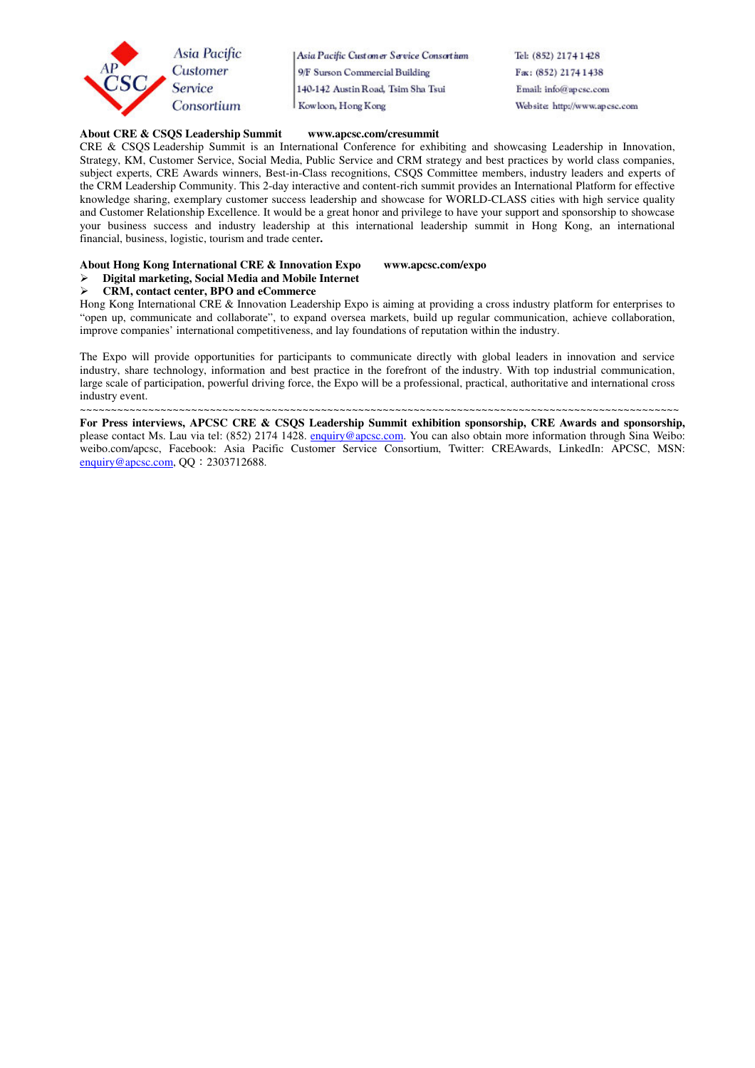Asia Pacific Customer Service Consortium

Asia Pacific Customer Service Consortium
9/F Surson Commercial Building
140-142 Austin Road, Tsim Sha Tsui
Kowloon, Hong Kong

Tel: (852) 2174 1428
Fax: (852) 2174 1438
Email: info@apcsc.com
Website: http://www.apcsc.com

**About CRE & CSQS Leadership Summit** **www.apcsc.com/cresummit**

CRE & CSQS Leadership Summit is an International Conference for exhibiting and showcasing Leadership in Innovation, Strategy, KM, Customer Service, Social Media, Public Service and CRM strategy and best practices by world class companies, subject experts, CRE Awards winners, Best-in-Class recognitions, CSQS Committee members, industry leaders and experts of the CRM Leadership Community. This 2-day interactive and content-rich summit provides an International Platform for effective knowledge sharing, exemplary customer success leadership and showcase for WORLD-CLASS cities with high service quality and Customer Relationship Excellence. It would be a great honor and privilege to have your support and sponsorship to showcase your business success and industry leadership at this international leadership summit in Hong Kong, an international financial, business, logistic, tourism and trade center**.**

**About Hong Kong International CRE & Innovation Expo** **www.apcsc.com/expo**

- **Digital marketing, Social Media and Mobile Internet**
- **CRM, contact center, BPO and eCommerce**

Hong Kong International CRE & Innovation Leadership Expo is aiming at providing a cross industry platform for enterprises to "open up, communicate and collaborate", to expand oversea markets, build up regular communication, achieve collaboration, improve companies' international competitiveness, and lay foundations of reputation within the industry.

The Expo will provide opportunities for participants to communicate directly with global leaders in innovation and service industry, share technology, information and best practice in the forefront of the industry. With top industrial communication, large scale of participation, powerful driving force, the Expo will be a professional, practical, authoritative and international cross industry event.

~~~~~~~~~~~~~~~~~~~~~~~~~~~~~~~~~~~~~~~~~~~~~~~~~~~~~~~~~~~~~~~~~~~~~~~~~~~~~~~~~~~~~~~~~~~~~~~~~~~~

**For Press interviews, APCSC CRE & CSQS Leadership Summit exhibition sponsorship, CRE Awards and sponsorship,** please contact Ms. Lau via tel: (852) 2174 1428. enquiry@apcsc.com. You can also obtain more information through Sina Weibo: weibo.com/apcsc, Facebook: Asia Pacific Customer Service Consortium, Twitter: CREAwards, LinkedIn: APCSC, MSN: enquiry@apcsc.com, QQ：2303712688.